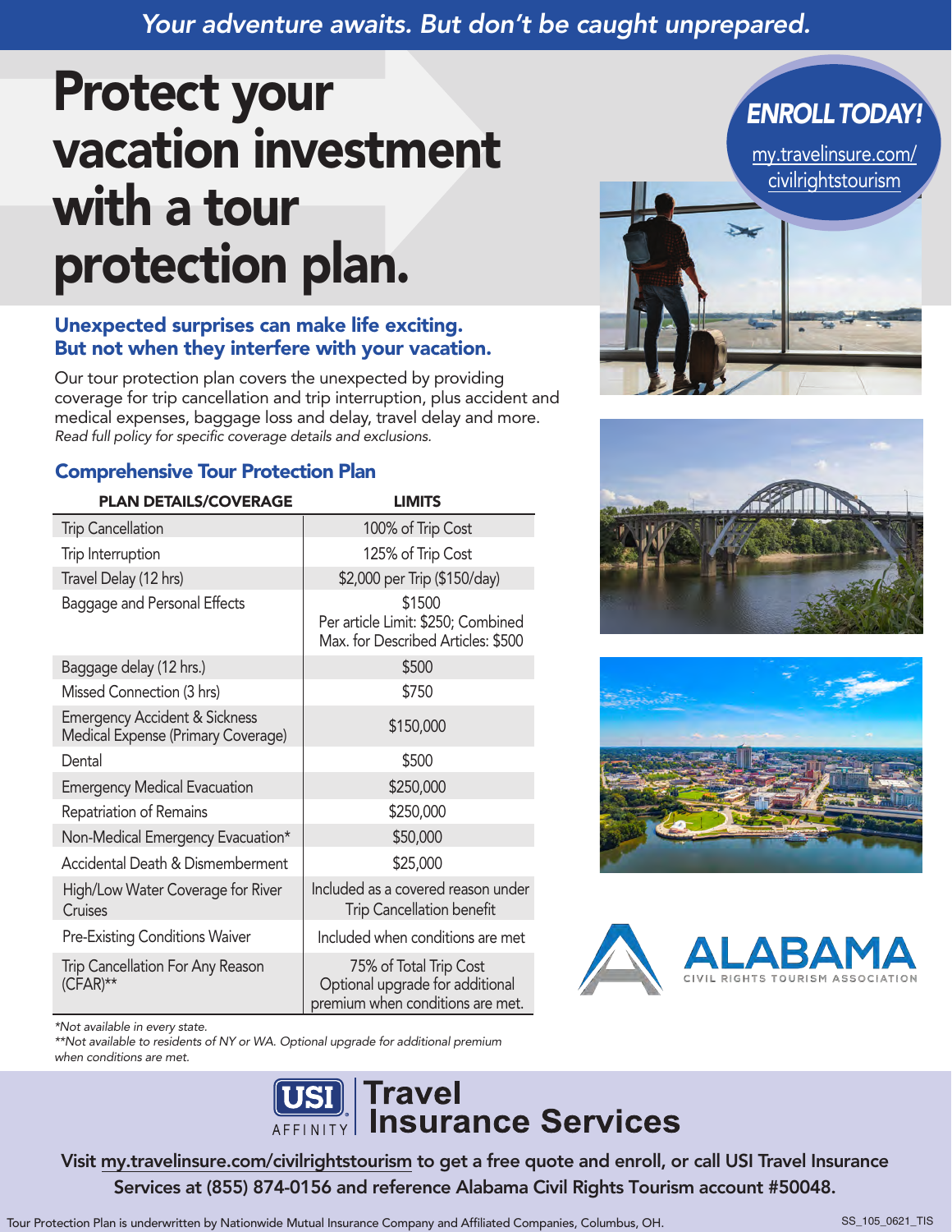*Your adventure awaits. But don't be caught unprepared.*

# Protect your vacation investment with a tour protection plan.

**ENROLL TODAY!**
my.travelinsure.com/civilrightstourism

### Unexpected surprises can make life exciting. But not when they interfere with your vacation.

Our tour protection plan covers the unexpected by providing coverage for trip cancellation and trip interruption, plus accident and medical expenses, baggage loss and delay, travel delay and more.
*Read full policy for specific coverage details and exclusions.*

## Comprehensive Tour Protection Plan

| PLAN DETAILS/COVERAGE | LIMITS |
|---|---|
| Trip Cancellation | 100% of Trip Cost |
| Trip Interruption | 125% of Trip Cost |
| Travel Delay (12 hrs) | $2,000 per Trip ($150/day) |
| Baggage and Personal Effects | $1500 Per article Limit: $250; Combined Max. for Described Articles: $500 |
| Baggage delay (12 hrs.) | $500 |
| Missed Connection (3 hrs) | $750 |
| Emergency Accident & Sickness Medical Expense (Primary Coverage) | $150,000 |
| Dental | $500 |
| Emergency Medical Evacuation | $250,000 |
| Repatriation of Remains | $250,000 |
| Non-Medical Emergency Evacuation* | $50,000 |
| Accidental Death & Dismemberment | $25,000 |
| High/Low Water Coverage for River Cruises | Included as a covered reason under Trip Cancellation benefit |
| Pre-Existing Conditions Waiver | Included when conditions are met |
| Trip Cancellation For Any Reason (CFAR)** | 75% of Total Trip Cost Optional upgrade for additional premium when conditions are met. |

*\*Not available in every state.*
*\*\*Not available to residents of NY or WA. Optional upgrade for additional premium when conditions are met.*

ALABAMA CIVIL RIGHTS TOURISM ASSOCIATION

USI AFFINITY | Travel Insurance Services

**Visit my.travelinsure.com/civilrightstourism to get a free quote and enroll, or call USI Travel Insurance Services at (855) 874-0156 and reference Alabama Civil Rights Tourism account #50048.**

Tour Protection Plan is underwritten by Nationwide Mutual Insurance Company and Affiliated Companies, Columbus, OH.

SS_105_0621_TIS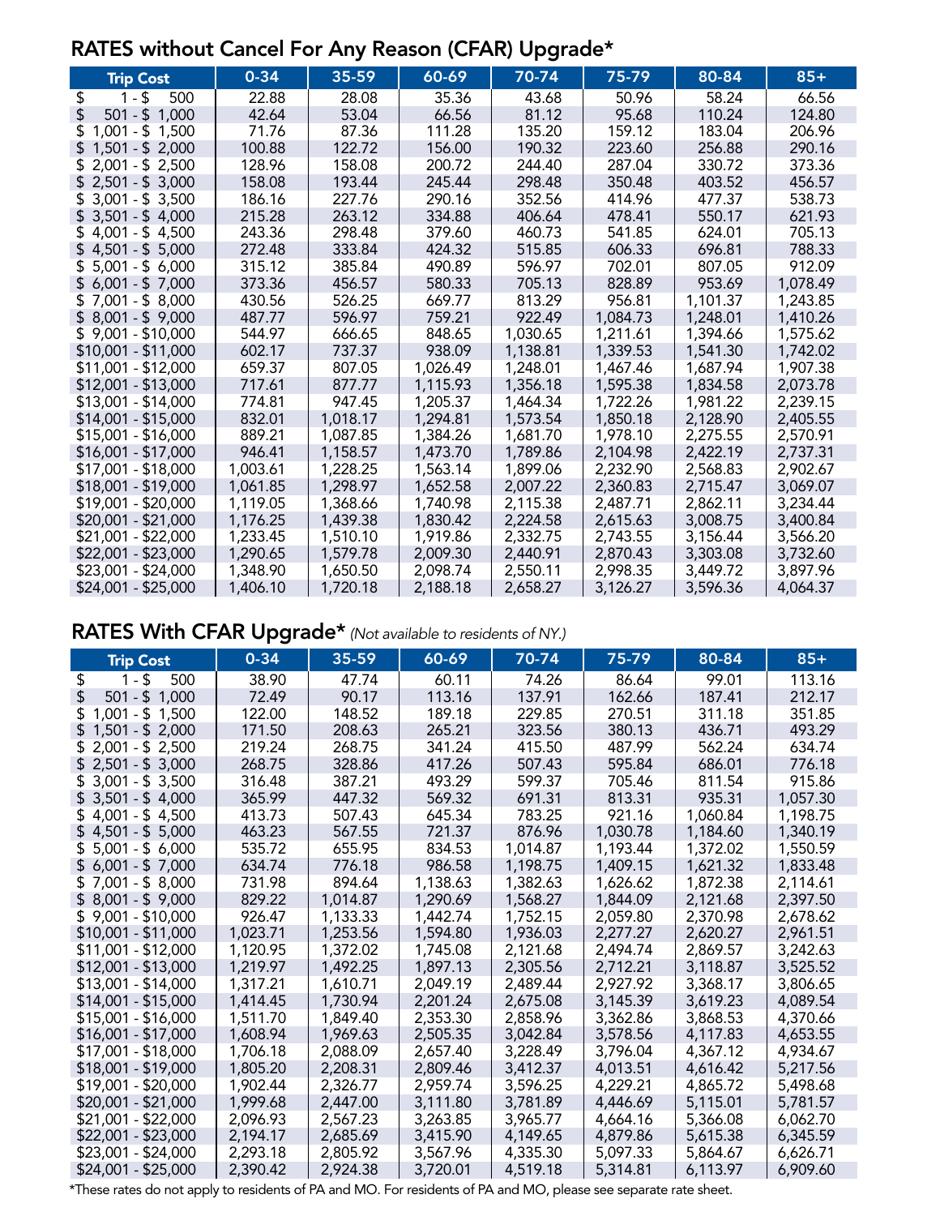## RATES without Cancel For Any Reason (CFAR) Upgrade*

| Trip Cost | 0-34 | 35-59 | 60-69 | 70-74 | 75-79 | 80-84 | 85+ |
|---|---|---|---|---|---|---|---|
| $ 1 - $ 500 | 22.88 | 28.08 | 35.36 | 43.68 | 50.96 | 58.24 | 66.56 |
| $ 501 - $ 1,000 | 42.64 | 53.04 | 66.56 | 81.12 | 95.68 | 110.24 | 124.80 |
| $ 1,001 - $ 1,500 | 71.76 | 87.36 | 111.28 | 135.20 | 159.12 | 183.04 | 206.96 |
| $ 1,501 - $ 2,000 | 100.88 | 122.72 | 156.00 | 190.32 | 223.60 | 256.88 | 290.16 |
| $ 2,001 - $ 2,500 | 128.96 | 158.08 | 200.72 | 244.40 | 287.04 | 330.72 | 373.36 |
| $ 2,501 - $ 3,000 | 158.08 | 193.44 | 245.44 | 298.48 | 350.48 | 403.52 | 456.57 |
| $ 3,001 - $ 3,500 | 186.16 | 227.76 | 290.16 | 352.56 | 414.96 | 477.37 | 538.73 |
| $ 3,501 - $ 4,000 | 215.28 | 263.12 | 334.88 | 406.64 | 478.41 | 550.17 | 621.93 |
| $ 4,001 - $ 4,500 | 243.36 | 298.48 | 379.60 | 460.73 | 541.85 | 624.01 | 705.13 |
| $ 4,501 - $ 5,000 | 272.48 | 333.84 | 424.32 | 515.85 | 606.33 | 696.81 | 788.33 |
| $ 5,001 - $ 6,000 | 315.12 | 385.84 | 490.89 | 596.97 | 702.01 | 807.05 | 912.09 |
| $ 6,001 - $ 7,000 | 373.36 | 456.57 | 580.33 | 705.13 | 828.89 | 953.69 | 1,078.49 |
| $ 7,001 - $ 8,000 | 430.56 | 526.25 | 669.77 | 813.29 | 956.81 | 1,101.37 | 1,243.85 |
| $ 8,001 - $ 9,000 | 487.77 | 596.97 | 759.21 | 922.49 | 1,084.73 | 1,248.01 | 1,410.26 |
| $ 9,001 - $10,000 | 544.97 | 666.65 | 848.65 | 1,030.65 | 1,211.61 | 1,394.66 | 1,575.62 |
| $10,001 - $11,000 | 602.17 | 737.37 | 938.09 | 1,138.81 | 1,339.53 | 1,541.30 | 1,742.02 |
| $11,001 - $12,000 | 659.37 | 807.05 | 1,026.49 | 1,248.01 | 1,467.46 | 1,687.94 | 1,907.38 |
| $12,001 - $13,000 | 717.61 | 877.77 | 1,115.93 | 1,356.18 | 1,595.38 | 1,834.58 | 2,073.78 |
| $13,001 - $14,000 | 774.81 | 947.45 | 1,205.37 | 1,464.34 | 1,722.26 | 1,981.22 | 2,239.15 |
| $14,001 - $15,000 | 832.01 | 1,018.17 | 1,294.81 | 1,573.54 | 1,850.18 | 2,128.90 | 2,405.55 |
| $15,001 - $16,000 | 889.21 | 1,087.85 | 1,384.26 | 1,681.70 | 1,978.10 | 2,275.55 | 2,570.91 |
| $16,001 - $17,000 | 946.41 | 1,158.57 | 1,473.70 | 1,789.86 | 2,104.98 | 2,422.19 | 2,737.31 |
| $17,001 - $18,000 | 1,003.61 | 1,228.25 | 1,563.14 | 1,899.06 | 2,232.90 | 2,568.83 | 2,902.67 |
| $18,001 - $19,000 | 1,061.85 | 1,298.97 | 1,652.58 | 2,007.22 | 2,360.83 | 2,715.47 | 3,069.07 |
| $19,001 - $20,000 | 1,119.05 | 1,368.66 | 1,740.98 | 2,115.38 | 2,487.71 | 2,862.11 | 3,234.44 |
| $20,001 - $21,000 | 1,176.25 | 1,439.38 | 1,830.42 | 2,224.58 | 2,615.63 | 3,008.75 | 3,400.84 |
| $21,001 - $22,000 | 1,233.45 | 1,510.10 | 1,919.86 | 2,332.75 | 2,743.55 | 3,156.44 | 3,566.20 |
| $22,001 - $23,000 | 1,290.65 | 1,579.78 | 2,009.30 | 2,440.91 | 2,870.43 | 3,303.08 | 3,732.60 |
| $23,001 - $24,000 | 1,348.90 | 1,650.50 | 2,098.74 | 2,550.11 | 2,998.35 | 3,449.72 | 3,897.96 |
| $24,001 - $25,000 | 1,406.10 | 1,720.18 | 2,188.18 | 2,658.27 | 3,126.27 | 3,596.36 | 4,064.37 |

## RATES With CFAR Upgrade* *(Not available to residents of NY.)*

| Trip Cost | 0-34 | 35-59 | 60-69 | 70-74 | 75-79 | 80-84 | 85+ |
|---|---|---|---|---|---|---|---|
| $ 1 - $ 500 | 38.90 | 47.74 | 60.11 | 74.26 | 86.64 | 99.01 | 113.16 |
| $ 501 - $ 1,000 | 72.49 | 90.17 | 113.16 | 137.91 | 162.66 | 187.41 | 212.17 |
| $ 1,001 - $ 1,500 | 122.00 | 148.52 | 189.18 | 229.85 | 270.51 | 311.18 | 351.85 |
| $ 1,501 - $ 2,000 | 171.50 | 208.63 | 265.21 | 323.56 | 380.13 | 436.71 | 493.29 |
| $ 2,001 - $ 2,500 | 219.24 | 268.75 | 341.24 | 415.50 | 487.99 | 562.24 | 634.74 |
| $ 2,501 - $ 3,000 | 268.75 | 328.86 | 417.26 | 507.43 | 595.84 | 686.01 | 776.18 |
| $ 3,001 - $ 3,500 | 316.48 | 387.21 | 493.29 | 599.37 | 705.46 | 811.54 | 915.86 |
| $ 3,501 - $ 4,000 | 365.99 | 447.32 | 569.32 | 691.31 | 813.31 | 935.31 | 1,057.30 |
| $ 4,001 - $ 4,500 | 413.73 | 507.43 | 645.34 | 783.25 | 921.16 | 1,060.84 | 1,198.75 |
| $ 4,501 - $ 5,000 | 463.23 | 567.55 | 721.37 | 876.96 | 1,030.78 | 1,184.60 | 1,340.19 |
| $ 5,001 - $ 6,000 | 535.72 | 655.95 | 834.53 | 1,014.87 | 1,193.44 | 1,372.02 | 1,550.59 |
| $ 6,001 - $ 7,000 | 634.74 | 776.18 | 986.58 | 1,198.75 | 1,409.15 | 1,621.32 | 1,833.48 |
| $ 7,001 - $ 8,000 | 731.98 | 894.64 | 1,138.63 | 1,382.63 | 1,626.62 | 1,872.38 | 2,114.61 |
| $ 8,001 - $ 9,000 | 829.22 | 1,014.87 | 1,290.69 | 1,568.27 | 1,844.09 | 2,121.68 | 2,397.50 |
| $ 9,001 - $10,000 | 926.47 | 1,133.33 | 1,442.74 | 1,752.15 | 2,059.80 | 2,370.98 | 2,678.62 |
| $10,001 - $11,000 | 1,023.71 | 1,253.56 | 1,594.80 | 1,936.03 | 2,277.27 | 2,620.27 | 2,961.51 |
| $11,001 - $12,000 | 1,120.95 | 1,372.02 | 1,745.08 | 2,121.68 | 2,494.74 | 2,869.57 | 3,242.63 |
| $12,001 - $13,000 | 1,219.97 | 1,492.25 | 1,897.13 | 2,305.56 | 2,712.21 | 3,118.87 | 3,525.52 |
| $13,001 - $14,000 | 1,317.21 | 1,610.71 | 2,049.19 | 2,489.44 | 2,927.92 | 3,368.17 | 3,806.65 |
| $14,001 - $15,000 | 1,414.45 | 1,730.94 | 2,201.24 | 2,675.08 | 3,145.39 | 3,619.23 | 4,089.54 |
| $15,001 - $16,000 | 1,511.70 | 1,849.40 | 2,353.30 | 2,858.96 | 3,362.86 | 3,868.53 | 4,370.66 |
| $16,001 - $17,000 | 1,608.94 | 1,969.63 | 2,505.35 | 3,042.84 | 3,578.56 | 4,117.83 | 4,653.55 |
| $17,001 - $18,000 | 1,706.18 | 2,088.09 | 2,657.40 | 3,228.49 | 3,796.04 | 4,367.12 | 4,934.67 |
| $18,001 - $19,000 | 1,805.20 | 2,208.31 | 2,809.46 | 3,412.37 | 4,013.51 | 4,616.42 | 5,217.56 |
| $19,001 - $20,000 | 1,902.44 | 2,326.77 | 2,959.74 | 3,596.25 | 4,229.21 | 4,865.72 | 5,498.68 |
| $20,001 - $21,000 | 1,999.68 | 2,447.00 | 3,111.80 | 3,781.89 | 4,446.69 | 5,115.01 | 5,781.57 |
| $21,001 - $22,000 | 2,096.93 | 2,567.23 | 3,263.85 | 3,965.77 | 4,664.16 | 5,366.08 | 6,062.70 |
| $22,001 - $23,000 | 2,194.17 | 2,685.69 | 3,415.90 | 4,149.65 | 4,879.86 | 5,615.38 | 6,345.59 |
| $23,001 - $24,000 | 2,293.18 | 2,805.92 | 3,567.96 | 4,335.30 | 5,097.33 | 5,864.67 | 6,626.71 |
| $24,001 - $25,000 | 2,390.42 | 2,924.38 | 3,720.01 | 4,519.18 | 5,314.81 | 6,113.97 | 6,909.60 |

*These rates do not apply to residents of PA and MO. For residents of PA and MO, please see separate rate sheet.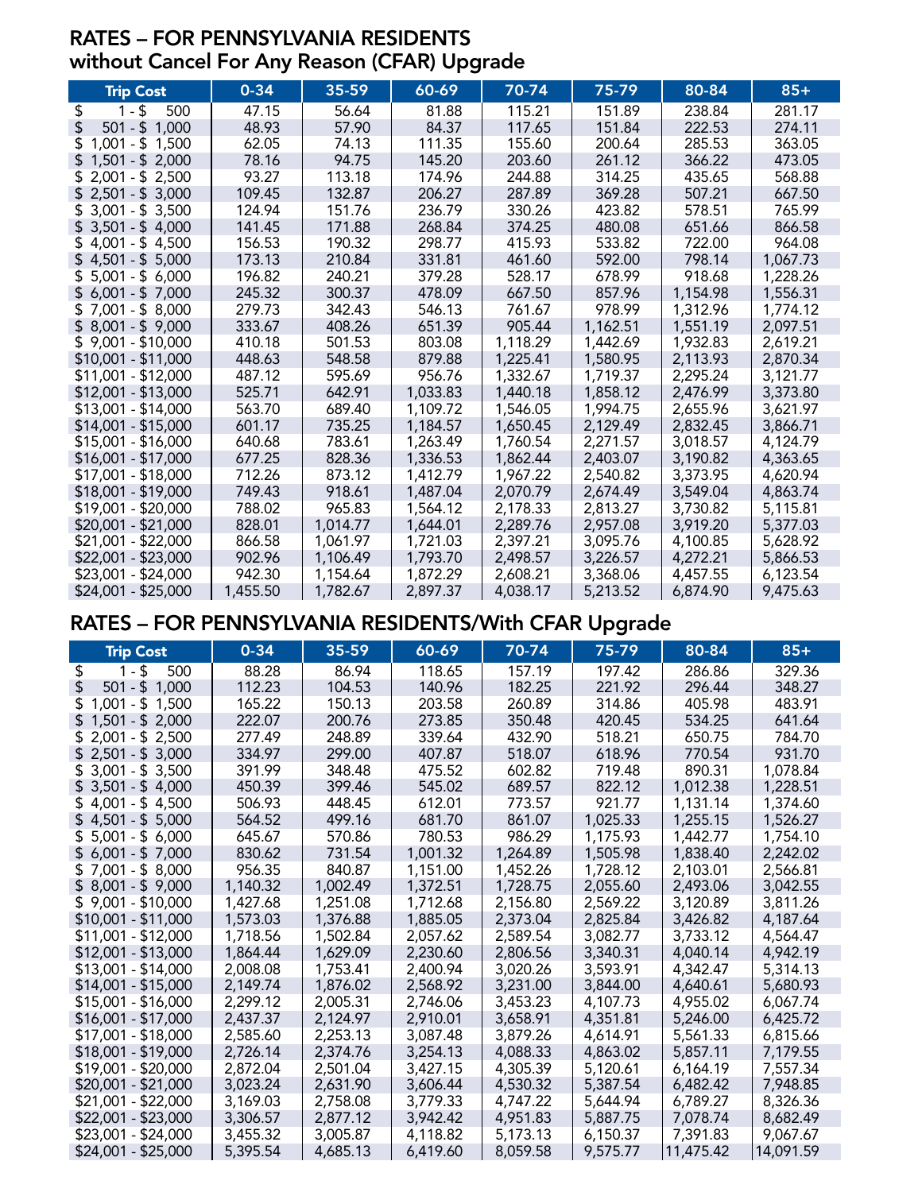## RATES – FOR PENNSYLVANIA RESIDENTS
## without Cancel For Any Reason (CFAR) Upgrade

| Trip Cost | 0-34 | 35-59 | 60-69 | 70-74 | 75-79 | 80-84 | 85+ |
|---|---|---|---|---|---|---|---|
| $ 1 - $ 500 | 47.15 | 56.64 | 81.88 | 115.21 | 151.89 | 238.84 | 281.17 |
| $ 501 - $ 1,000 | 48.93 | 57.90 | 84.37 | 117.65 | 151.84 | 222.53 | 274.11 |
| $ 1,001 - $ 1,500 | 62.05 | 74.13 | 111.35 | 155.60 | 200.64 | 285.53 | 363.05 |
| $ 1,501 - $ 2,000 | 78.16 | 94.75 | 145.20 | 203.60 | 261.12 | 366.22 | 473.05 |
| $ 2,001 - $ 2,500 | 93.27 | 113.18 | 174.96 | 244.88 | 314.25 | 435.65 | 568.88 |
| $ 2,501 - $ 3,000 | 109.45 | 132.87 | 206.27 | 287.89 | 369.28 | 507.21 | 667.50 |
| $ 3,001 - $ 3,500 | 124.94 | 151.76 | 236.79 | 330.26 | 423.82 | 578.51 | 765.99 |
| $ 3,501 - $ 4,000 | 141.45 | 171.88 | 268.84 | 374.25 | 480.08 | 651.66 | 866.58 |
| $ 4,001 - $ 4,500 | 156.53 | 190.32 | 298.77 | 415.93 | 533.82 | 722.00 | 964.08 |
| $ 4,501 - $ 5,000 | 173.13 | 210.84 | 331.81 | 461.60 | 592.00 | 798.14 | 1,067.73 |
| $ 5,001 - $ 6,000 | 196.82 | 240.21 | 379.28 | 528.17 | 678.99 | 918.68 | 1,228.26 |
| $ 6,001 - $ 7,000 | 245.32 | 300.37 | 478.09 | 667.50 | 857.96 | 1,154.98 | 1,556.31 |
| $ 7,001 - $ 8,000 | 279.73 | 342.43 | 546.13 | 761.67 | 978.99 | 1,312.96 | 1,774.12 |
| $ 8,001 - $ 9,000 | 333.67 | 408.26 | 651.39 | 905.44 | 1,162.51 | 1,551.19 | 2,097.51 |
| $ 9,001 - $10,000 | 410.18 | 501.53 | 803.08 | 1,118.29 | 1,442.69 | 1,932.83 | 2,619.21 |
| $10,001 - $11,000 | 448.63 | 548.58 | 879.88 | 1,225.41 | 1,580.95 | 2,113.93 | 2,870.34 |
| $11,001 - $12,000 | 487.12 | 595.69 | 956.76 | 1,332.67 | 1,719.37 | 2,295.24 | 3,121.77 |
| $12,001 - $13,000 | 525.71 | 642.91 | 1,033.83 | 1,440.18 | 1,858.12 | 2,476.99 | 3,373.80 |
| $13,001 - $14,000 | 563.70 | 689.40 | 1,109.72 | 1,546.05 | 1,994.75 | 2,655.96 | 3,621.97 |
| $14,001 - $15,000 | 601.17 | 735.25 | 1,184.57 | 1,650.45 | 2,129.49 | 2,832.45 | 3,866.71 |
| $15,001 - $16,000 | 640.68 | 783.61 | 1,263.49 | 1,760.54 | 2,271.57 | 3,018.57 | 4,124.79 |
| $16,001 - $17,000 | 677.25 | 828.36 | 1,336.53 | 1,862.44 | 2,403.07 | 3,190.82 | 4,363.65 |
| $17,001 - $18,000 | 712.26 | 873.12 | 1,412.79 | 1,967.22 | 2,540.82 | 3,373.95 | 4,620.94 |
| $18,001 - $19,000 | 749.43 | 918.61 | 1,487.04 | 2,070.79 | 2,674.49 | 3,549.04 | 4,863.74 |
| $19,001 - $20,000 | 788.02 | 965.83 | 1,564.12 | 2,178.33 | 2,813.27 | 3,730.82 | 5,115.81 |
| $20,001 - $21,000 | 828.01 | 1,014.77 | 1,644.01 | 2,289.76 | 2,957.08 | 3,919.20 | 5,377.03 |
| $21,001 - $22,000 | 866.58 | 1,061.97 | 1,721.03 | 2,397.21 | 3,095.76 | 4,100.85 | 5,628.92 |
| $22,001 - $23,000 | 902.96 | 1,106.49 | 1,793.70 | 2,498.57 | 3,226.57 | 4,272.21 | 5,866.53 |
| $23,001 - $24,000 | 942.30 | 1,154.64 | 1,872.29 | 2,608.21 | 3,368.06 | 4,457.55 | 6,123.54 |
| $24,001 - $25,000 | 1,455.50 | 1,782.67 | 2,897.37 | 4,038.17 | 5,213.52 | 6,874.90 | 9,475.63 |

## RATES – FOR PENNSYLVANIA RESIDENTS/With CFAR Upgrade

| Trip Cost | 0-34 | 35-59 | 60-69 | 70-74 | 75-79 | 80-84 | 85+ |
|---|---|---|---|---|---|---|---|
| $ 1 - $ 500 | 88.28 | 86.94 | 118.65 | 157.19 | 197.42 | 286.86 | 329.36 |
| $ 501 - $ 1,000 | 112.23 | 104.53 | 140.96 | 182.25 | 221.92 | 296.44 | 348.27 |
| $ 1,001 - $ 1,500 | 165.22 | 150.13 | 203.58 | 260.89 | 314.86 | 405.98 | 483.91 |
| $ 1,501 - $ 2,000 | 222.07 | 200.76 | 273.85 | 350.48 | 420.45 | 534.25 | 641.64 |
| $ 2,001 - $ 2,500 | 277.49 | 248.89 | 339.64 | 432.90 | 518.21 | 650.75 | 784.70 |
| $ 2,501 - $ 3,000 | 334.97 | 299.00 | 407.87 | 518.07 | 618.96 | 770.54 | 931.70 |
| $ 3,001 - $ 3,500 | 391.99 | 348.48 | 475.52 | 602.82 | 719.48 | 890.31 | 1,078.84 |
| $ 3,501 - $ 4,000 | 450.39 | 399.46 | 545.02 | 689.57 | 822.12 | 1,012.38 | 1,228.51 |
| $ 4,001 - $ 4,500 | 506.93 | 448.45 | 612.01 | 773.57 | 921.77 | 1,131.14 | 1,374.60 |
| $ 4,501 - $ 5,000 | 564.52 | 499.16 | 681.70 | 861.07 | 1,025.33 | 1,255.15 | 1,526.27 |
| $ 5,001 - $ 6,000 | 645.67 | 570.86 | 780.53 | 986.29 | 1,175.93 | 1,442.77 | 1,754.10 |
| $ 6,001 - $ 7,000 | 830.62 | 731.54 | 1,001.32 | 1,264.89 | 1,505.98 | 1,838.40 | 2,242.02 |
| $ 7,001 - $ 8,000 | 956.35 | 840.87 | 1,151.00 | 1,452.26 | 1,728.12 | 2,103.01 | 2,566.81 |
| $ 8,001 - $ 9,000 | 1,140.32 | 1,002.49 | 1,372.51 | 1,728.75 | 2,055.60 | 2,493.06 | 3,042.55 |
| $ 9,001 - $10,000 | 1,427.68 | 1,251.08 | 1,712.68 | 2,156.80 | 2,569.22 | 3,120.89 | 3,811.26 |
| $10,001 - $11,000 | 1,573.03 | 1,376.88 | 1,885.05 | 2,373.04 | 2,825.84 | 3,426.82 | 4,187.64 |
| $11,001 - $12,000 | 1,718.56 | 1,502.84 | 2,057.62 | 2,589.54 | 3,082.77 | 3,733.12 | 4,564.47 |
| $12,001 - $13,000 | 1,864.44 | 1,629.09 | 2,230.60 | 2,806.56 | 3,340.31 | 4,040.14 | 4,942.19 |
| $13,001 - $14,000 | 2,008.08 | 1,753.41 | 2,400.94 | 3,020.26 | 3,593.91 | 4,342.47 | 5,314.13 |
| $14,001 - $15,000 | 2,149.74 | 1,876.02 | 2,568.92 | 3,231.00 | 3,844.00 | 4,640.61 | 5,680.93 |
| $15,001 - $16,000 | 2,299.12 | 2,005.31 | 2,746.06 | 3,453.23 | 4,107.73 | 4,955.02 | 6,067.74 |
| $16,001 - $17,000 | 2,437.37 | 2,124.97 | 2,910.01 | 3,658.91 | 4,351.81 | 5,246.00 | 6,425.72 |
| $17,001 - $18,000 | 2,585.60 | 2,253.13 | 3,087.48 | 3,879.26 | 4,614.91 | 5,561.33 | 6,815.66 |
| $18,001 - $19,000 | 2,726.14 | 2,374.76 | 3,254.13 | 4,088.33 | 4,863.02 | 5,857.11 | 7,179.55 |
| $19,001 - $20,000 | 2,872.04 | 2,501.04 | 3,427.15 | 4,305.39 | 5,120.61 | 6,164.19 | 7,557.34 |
| $20,001 - $21,000 | 3,023.24 | 2,631.90 | 3,606.44 | 4,530.32 | 5,387.54 | 6,482.42 | 7,948.85 |
| $21,001 - $22,000 | 3,169.03 | 2,758.08 | 3,779.33 | 4,747.22 | 5,644.94 | 6,789.27 | 8,326.36 |
| $22,001 - $23,000 | 3,306.57 | 2,877.12 | 3,942.42 | 4,951.83 | 5,887.75 | 7,078.74 | 8,682.49 |
| $23,001 - $24,000 | 3,455.32 | 3,005.87 | 4,118.82 | 5,173.13 | 6,150.37 | 7,391.83 | 9,067.67 |
| $24,001 - $25,000 | 5,395.54 | 4,685.13 | 6,419.60 | 8,059.58 | 9,575.77 | 11,475.42 | 14,091.59 |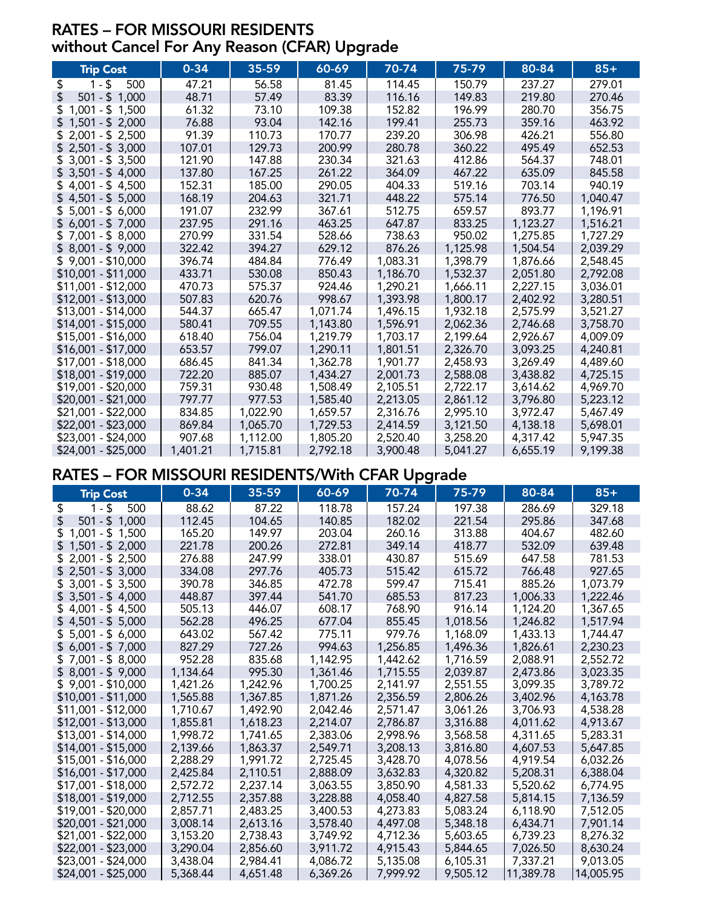## RATES – FOR MISSOURI RESIDENTS
## without Cancel For Any Reason (CFAR) Upgrade

| Trip Cost | 0-34 | 35-59 | 60-69 | 70-74 | 75-79 | 80-84 | 85+ |
|---|---|---|---|---|---|---|---|
| $ 1 - $ 500 | 47.21 | 56.58 | 81.45 | 114.45 | 150.79 | 237.27 | 279.01 |
| $ 501 - $ 1,000 | 48.71 | 57.49 | 83.39 | 116.16 | 149.83 | 219.80 | 270.46 |
| $ 1,001 - $ 1,500 | 61.32 | 73.10 | 109.38 | 152.82 | 196.99 | 280.70 | 356.75 |
| $ 1,501 - $ 2,000 | 76.88 | 93.04 | 142.16 | 199.41 | 255.73 | 359.16 | 463.92 |
| $ 2,001 - $ 2,500 | 91.39 | 110.73 | 170.77 | 239.20 | 306.98 | 426.21 | 556.80 |
| $ 2,501 - $ 3,000 | 107.01 | 129.73 | 200.99 | 280.78 | 360.22 | 495.49 | 652.53 |
| $ 3,001 - $ 3,500 | 121.90 | 147.88 | 230.34 | 321.63 | 412.86 | 564.37 | 748.01 |
| $ 3,501 - $ 4,000 | 137.80 | 167.25 | 261.22 | 364.09 | 467.22 | 635.09 | 845.58 |
| $ 4,001 - $ 4,500 | 152.31 | 185.00 | 290.05 | 404.33 | 519.16 | 703.14 | 940.19 |
| $ 4,501 - $ 5,000 | 168.19 | 204.63 | 321.71 | 448.22 | 575.14 | 776.50 | 1,040.47 |
| $ 5,001 - $ 6,000 | 191.07 | 232.99 | 367.61 | 512.75 | 659.57 | 893.77 | 1,196.91 |
| $ 6,001 - $ 7,000 | 237.95 | 291.16 | 463.25 | 647.87 | 833.25 | 1,123.27 | 1,516.21 |
| $ 7,001 - $ 8,000 | 270.99 | 331.54 | 528.66 | 738.63 | 950.02 | 1,275.85 | 1,727.29 |
| $ 8,001 - $ 9,000 | 322.42 | 394.27 | 629.12 | 876.26 | 1,125.98 | 1,504.54 | 2,039.29 |
| $ 9,001 - $10,000 | 396.74 | 484.84 | 776.49 | 1,083.31 | 1,398.79 | 1,876.66 | 2,548.45 |
| $10,001 - $11,000 | 433.71 | 530.08 | 850.43 | 1,186.70 | 1,532.37 | 2,051.80 | 2,792.08 |
| $11,001 - $12,000 | 470.73 | 575.37 | 924.46 | 1,290.21 | 1,666.11 | 2,227.15 | 3,036.01 |
| $12,001 - $13,000 | 507.83 | 620.76 | 998.67 | 1,393.98 | 1,800.17 | 2,402.92 | 3,280.51 |
| $13,001 - $14,000 | 544.37 | 665.47 | 1,071.74 | 1,496.15 | 1,932.18 | 2,575.99 | 3,521.27 |
| $14,001 - $15,000 | 580.41 | 709.55 | 1,143.80 | 1,596.91 | 2,062.36 | 2,746.68 | 3,758.70 |
| $15,001 - $16,000 | 618.40 | 756.04 | 1,219.79 | 1,703.17 | 2,199.64 | 2,926.67 | 4,009.09 |
| $16,001 - $17,000 | 653.57 | 799.07 | 1,290.11 | 1,801.51 | 2,326.70 | 3,093.25 | 4,240.81 |
| $17,001 - $18,000 | 686.45 | 841.34 | 1,362.78 | 1,901.77 | 2,458.93 | 3,269.49 | 4,489.60 |
| $18,001 - $19,000 | 722.20 | 885.07 | 1,434.27 | 2,001.73 | 2,588.08 | 3,438.82 | 4,725.15 |
| $19,001 - $20,000 | 759.31 | 930.48 | 1,508.49 | 2,105.51 | 2,722.17 | 3,614.62 | 4,969.70 |
| $20,001 - $21,000 | 797.77 | 977.53 | 1,585.40 | 2,213.05 | 2,861.12 | 3,796.80 | 5,223.12 |
| $21,001 - $22,000 | 834.85 | 1,022.90 | 1,659.57 | 2,316.76 | 2,995.10 | 3,972.47 | 5,467.49 |
| $22,001 - $23,000 | 869.84 | 1,065.70 | 1,729.53 | 2,414.59 | 3,121.50 | 4,138.18 | 5,698.01 |
| $23,001 - $24,000 | 907.68 | 1,112.00 | 1,805.20 | 2,520.40 | 3,258.20 | 4,317.42 | 5,947.35 |
| $24,001 - $25,000 | 1,401.21 | 1,715.81 | 2,792.18 | 3,900.48 | 5,041.27 | 6,655.19 | 9,199.38 |

## RATES – FOR MISSOURI RESIDENTS/With CFAR Upgrade

| Trip Cost | 0-34 | 35-59 | 60-69 | 70-74 | 75-79 | 80-84 | 85+ |
|---|---|---|---|---|---|---|---|
| $ 1 - $ 500 | 88.62 | 87.22 | 118.78 | 157.24 | 197.38 | 286.69 | 329.18 |
| $ 501 - $ 1,000 | 112.45 | 104.65 | 140.85 | 182.02 | 221.54 | 295.86 | 347.68 |
| $ 1,001 - $ 1,500 | 165.20 | 149.97 | 203.04 | 260.16 | 313.88 | 404.67 | 482.60 |
| $ 1,501 - $ 2,000 | 221.78 | 200.26 | 272.81 | 349.14 | 418.77 | 532.09 | 639.48 |
| $ 2,001 - $ 2,500 | 276.88 | 247.99 | 338.01 | 430.87 | 515.69 | 647.58 | 781.53 |
| $ 2,501 - $ 3,000 | 334.08 | 297.76 | 405.73 | 515.42 | 615.72 | 766.48 | 927.65 |
| $ 3,001 - $ 3,500 | 390.78 | 346.85 | 472.78 | 599.47 | 715.41 | 885.26 | 1,073.79 |
| $ 3,501 - $ 4,000 | 448.87 | 397.44 | 541.70 | 685.53 | 817.23 | 1,006.33 | 1,222.46 |
| $ 4,001 - $ 4,500 | 505.13 | 446.07 | 608.17 | 768.90 | 916.14 | 1,124.20 | 1,367.65 |
| $ 4,501 - $ 5,000 | 562.28 | 496.25 | 677.04 | 855.45 | 1,018.56 | 1,246.82 | 1,517.94 |
| $ 5,001 - $ 6,000 | 643.02 | 567.42 | 775.11 | 979.76 | 1,168.09 | 1,433.13 | 1,744.47 |
| $ 6,001 - $ 7,000 | 827.29 | 727.26 | 994.63 | 1,256.85 | 1,496.36 | 1,826.61 | 2,230.23 |
| $ 7,001 - $ 8,000 | 952.28 | 835.68 | 1,142.95 | 1,442.62 | 1,716.59 | 2,088.91 | 2,552.72 |
| $ 8,001 - $ 9,000 | 1,134.64 | 995.30 | 1,361.46 | 1,715.55 | 2,039.87 | 2,473.86 | 3,023.35 |
| $ 9,001 - $10,000 | 1,421.26 | 1,242.96 | 1,700.25 | 2,141.97 | 2,551.55 | 3,099.35 | 3,789.72 |
| $10,001 - $11,000 | 1,565.88 | 1,367.85 | 1,871.26 | 2,356.59 | 2,806.26 | 3,402.96 | 4,163.78 |
| $11,001 - $12,000 | 1,710.67 | 1,492.90 | 2,042.46 | 2,571.47 | 3,061.26 | 3,706.93 | 4,538.28 |
| $12,001 - $13,000 | 1,855.81 | 1,618.23 | 2,214.07 | 2,786.87 | 3,316.88 | 4,011.62 | 4,913.67 |
| $13,001 - $14,000 | 1,998.72 | 1,741.65 | 2,383.06 | 2,998.96 | 3,568.58 | 4,311.65 | 5,283.31 |
| $14,001 - $15,000 | 2,139.66 | 1,863.37 | 2,549.71 | 3,208.13 | 3,816.80 | 4,607.53 | 5,647.85 |
| $15,001 - $16,000 | 2,288.29 | 1,991.72 | 2,725.45 | 3,428.70 | 4,078.56 | 4,919.54 | 6,032.26 |
| $16,001 - $17,000 | 2,425.84 | 2,110.51 | 2,888.09 | 3,632.83 | 4,320.82 | 5,208.31 | 6,388.04 |
| $17,001 - $18,000 | 2,572.72 | 2,237.14 | 3,063.55 | 3,850.90 | 4,581.33 | 5,520.62 | 6,774.95 |
| $18,001 - $19,000 | 2,712.55 | 2,357.88 | 3,228.88 | 4,058.40 | 4,827.58 | 5,814.15 | 7,136.59 |
| $19,001 - $20,000 | 2,857.71 | 2,483.25 | 3,400.53 | 4,273.83 | 5,083.24 | 6,118.90 | 7,512.05 |
| $20,001 - $21,000 | 3,008.14 | 2,613.16 | 3,578.40 | 4,497.08 | 5,348.18 | 6,434.71 | 7,901.14 |
| $21,001 - $22,000 | 3,153.20 | 2,738.43 | 3,749.92 | 4,712.36 | 5,603.65 | 6,739.23 | 8,276.32 |
| $22,001 - $23,000 | 3,290.04 | 2,856.60 | 3,911.72 | 4,915.43 | 5,844.65 | 7,026.50 | 8,630.24 |
| $23,001 - $24,000 | 3,438.04 | 2,984.41 | 4,086.72 | 5,135.08 | 6,105.31 | 7,337.21 | 9,013.05 |
| $24,001 - $25,000 | 5,368.44 | 4,651.48 | 6,369.26 | 7,999.92 | 9,505.12 | 11,389.78 | 14,005.95 |